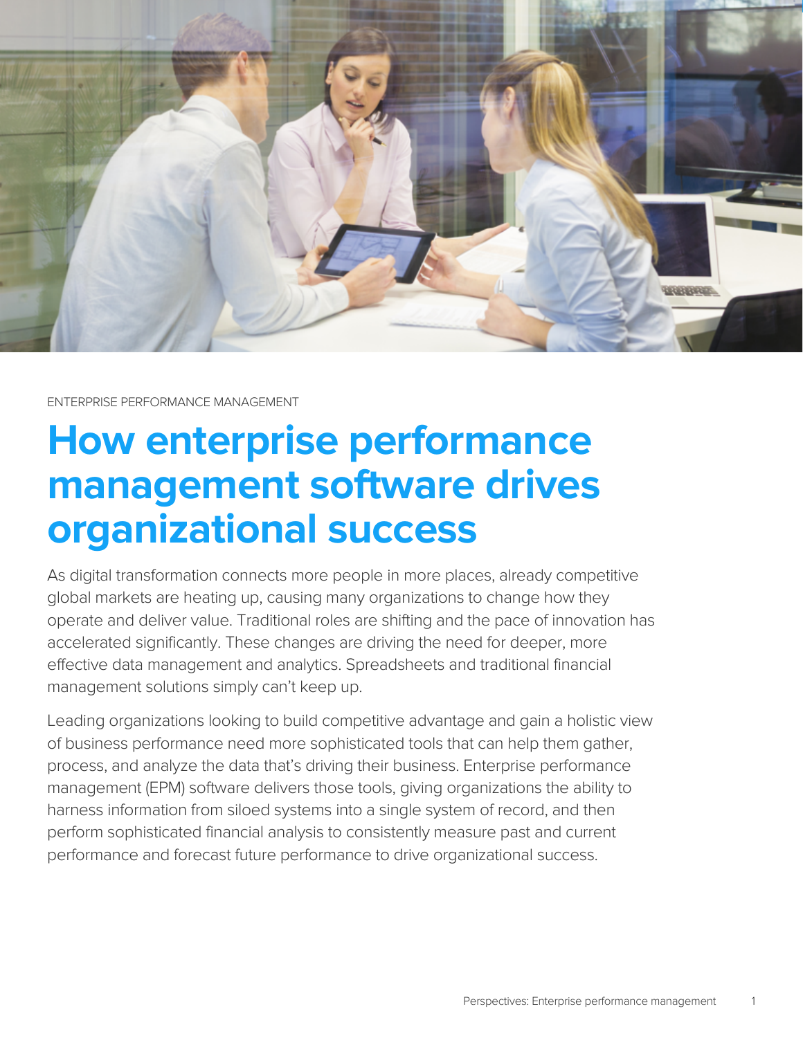ENTERPRISE PERFORMANCE MANAGEMENT

# How enterprise performance management software drives organizational success

As digital transformation connects more people in more places, already competitive global markets are heating up, causing many organizations to change how they operate and deliver value. Traditional roles are shifting and the pace of innovation has accelerated significantly. These changes are driving the need for deeper, more effective data management and analytics. Spreadsheets and traditional financial management solutions simply can't keep up.

Leading organizations looking to build competitive advantage and gain a holistic view of business performance need more sophisticated tools that can help them gather, process, and analyze the data that's driving their business. Enterprise performance management (EPM) software delivers those tools, giving organizations the ability to harness information from siloed systems into a single system of record, and then perform sophisticated financial analysis to consistently measure past and current performance and forecast future performance to drive organizational success.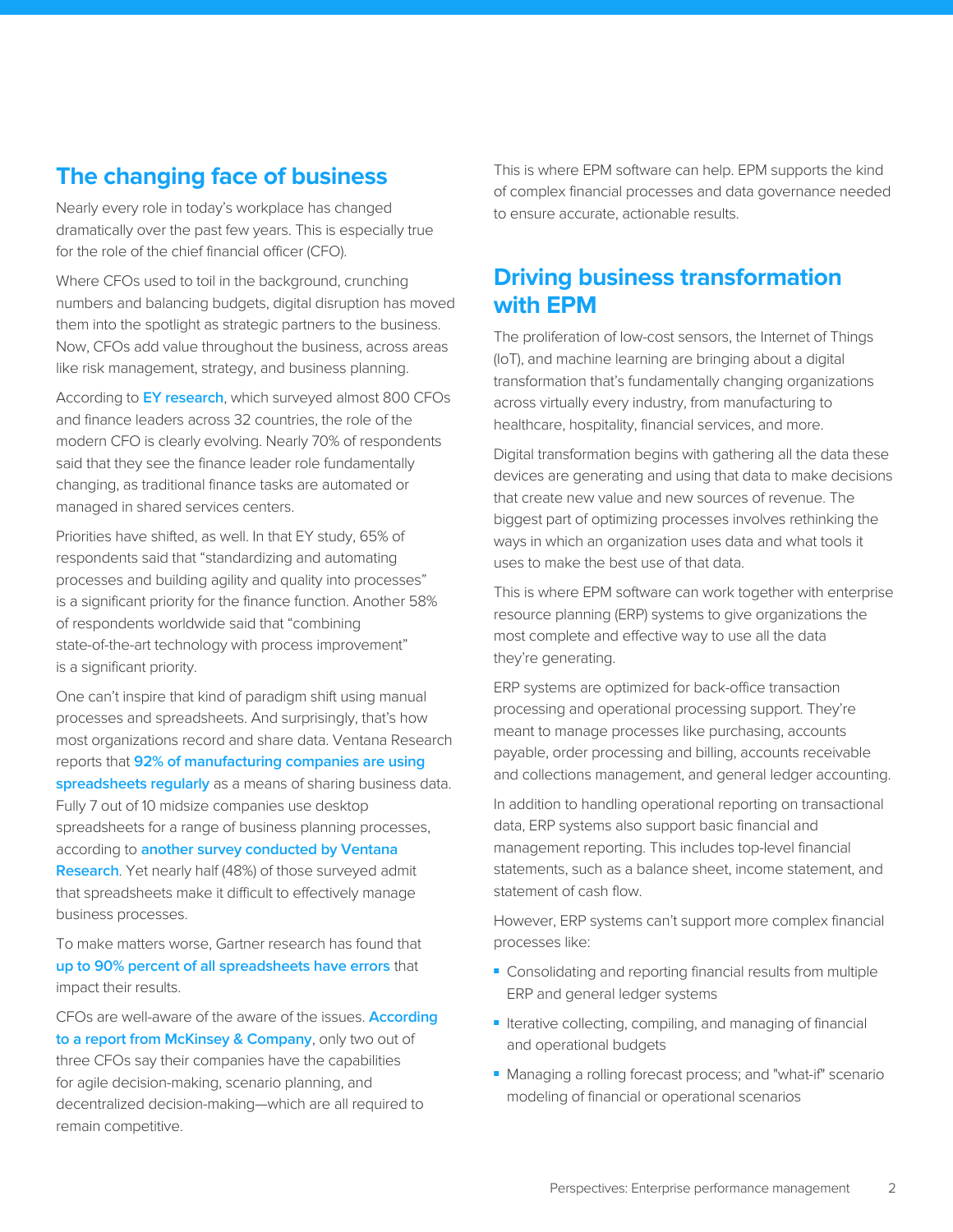## The changing face of business

Nearly every role in today's workplace has changed dramatically over the past few years. This is especially true for the role of the chief financial officer (CFO).

Where CFOs used to toil in the background, crunching numbers and balancing budgets, digital disruption has moved them into the spotlight as strategic partners to the business. Now, CFOs add value throughout the business, across areas like risk management, strategy, and business planning.

According to **EY research**, which surveyed almost 800 CFOs and finance leaders across 32 countries, the role of the modern CFO is clearly evolving. Nearly 70% of respondents said that they see the finance leader role fundamentally changing, as traditional finance tasks are automated or managed in shared services centers.

Priorities have shifted, as well. In that EY study, 65% of respondents said that "standardizing and automating processes and building agility and quality into processes" is a significant priority for the finance function. Another 58% of respondents worldwide said that "combining state-of-the-art technology with process improvement" is a significant priority.

One can't inspire that kind of paradigm shift using manual processes and spreadsheets. And surprisingly, that's how most organizations record and share data. Ventana Research reports that **92% of manufacturing companies are using spreadsheets regularly** as a means of sharing business data. Fully 7 out of 10 midsize companies use desktop spreadsheets for a range of business planning processes, according to **another survey conducted by Ventana Research**. Yet nearly half (48%) of those surveyed admit that spreadsheets make it difficult to effectively manage business processes.

To make matters worse, Gartner research has found that **up to 90% percent of all spreadsheets have errors** that impact their results.

CFOs are well-aware of the aware of the issues. **According to a report from McKinsey & Company**, only two out of three CFOs say their companies have the capabilities for agile decision-making, scenario planning, and decentralized decision-making—which are all required to remain competitive.

This is where EPM software can help. EPM supports the kind of complex financial processes and data governance needed to ensure accurate, actionable results.

## Driving business transformation with EPM

The proliferation of low-cost sensors, the Internet of Things (IoT), and machine learning are bringing about a digital transformation that's fundamentally changing organizations across virtually every industry, from manufacturing to healthcare, hospitality, financial services, and more.

Digital transformation begins with gathering all the data these devices are generating and using that data to make decisions that create new value and new sources of revenue. The biggest part of optimizing processes involves rethinking the ways in which an organization uses data and what tools it uses to make the best use of that data.

This is where EPM software can work together with enterprise resource planning (ERP) systems to give organizations the most complete and effective way to use all the data they're generating.

ERP systems are optimized for back-office transaction processing and operational processing support. They're meant to manage processes like purchasing, accounts payable, order processing and billing, accounts receivable and collections management, and general ledger accounting.

In addition to handling operational reporting on transactional data, ERP systems also support basic financial and management reporting. This includes top-level financial statements, such as a balance sheet, income statement, and statement of cash flow.

However, ERP systems can't support more complex financial processes like:

- Consolidating and reporting financial results from multiple ERP and general ledger systems
- Iterative collecting, compiling, and managing of financial and operational budgets
- Managing a rolling forecast process; and "what-if" scenario modeling of financial or operational scenarios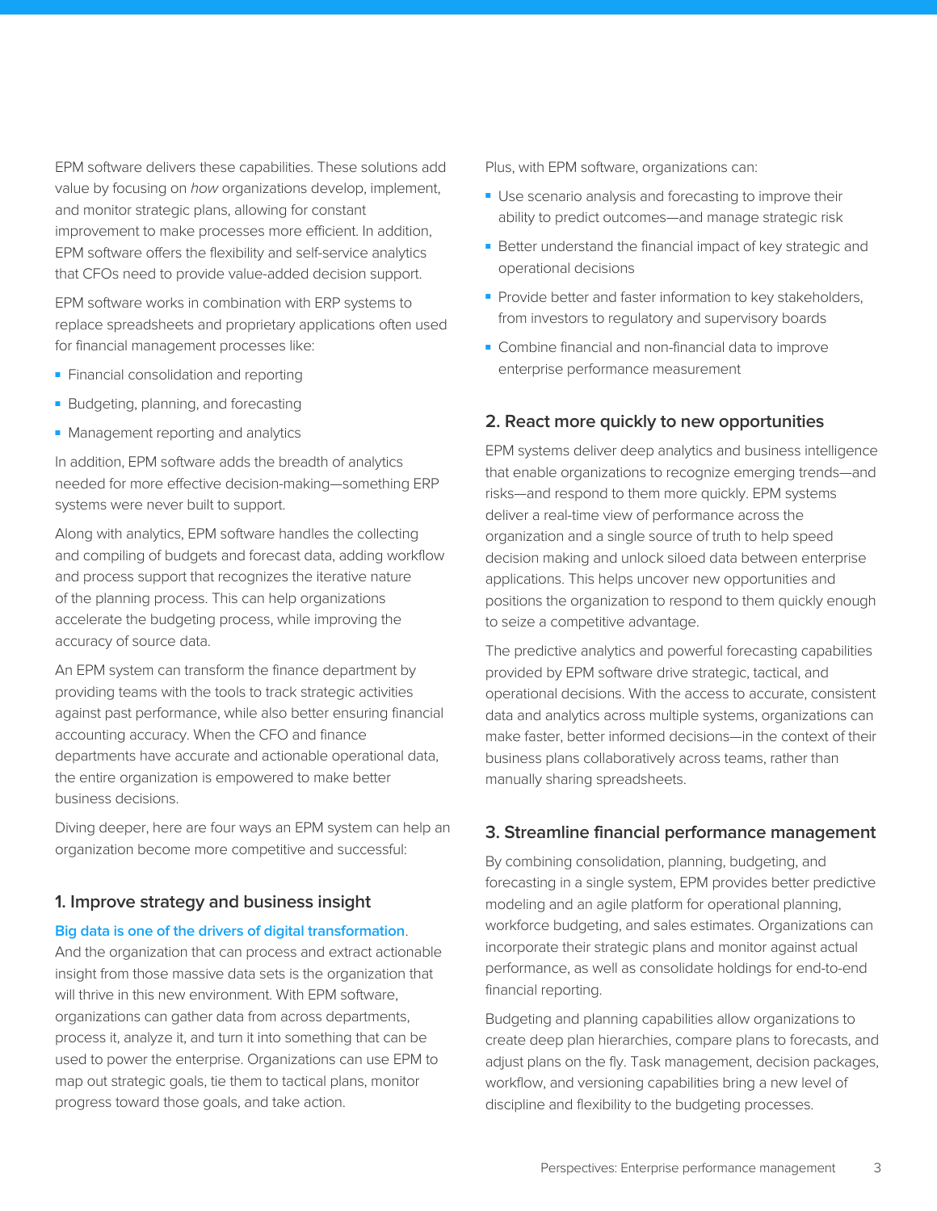EPM software delivers these capabilities. These solutions add value by focusing on *how* organizations develop, implement, and monitor strategic plans, allowing for constant improvement to make processes more efficient. In addition, EPM software offers the flexibility and self-service analytics that CFOs need to provide value-added decision support.

EPM software works in combination with ERP systems to replace spreadsheets and proprietary applications often used for financial management processes like:

- Financial consolidation and reporting
- Budgeting, planning, and forecasting
- Management reporting and analytics

In addition, EPM software adds the breadth of analytics needed for more effective decision-making—something ERP systems were never built to support.

Along with analytics, EPM software handles the collecting and compiling of budgets and forecast data, adding workflow and process support that recognizes the iterative nature of the planning process. This can help organizations accelerate the budgeting process, while improving the accuracy of source data.

An EPM system can transform the finance department by providing teams with the tools to track strategic activities against past performance, while also better ensuring financial accounting accuracy. When the CFO and finance departments have accurate and actionable operational data, the entire organization is empowered to make better business decisions.

Diving deeper, here are four ways an EPM system can help an organization become more competitive and successful:

## 1. Improve strategy and business insight

Big data is one of the drivers of digital transformation. And the organization that can process and extract actionable insight from those massive data sets is the organization that will thrive in this new environment. With EPM software, organizations can gather data from across departments, process it, analyze it, and turn it into something that can be used to power the enterprise. Organizations can use EPM to map out strategic goals, tie them to tactical plans, monitor progress toward those goals, and take action.

Plus, with EPM software, organizations can:

- Use scenario analysis and forecasting to improve their ability to predict outcomes—and manage strategic risk
- Better understand the financial impact of key strategic and operational decisions
- Provide better and faster information to key stakeholders, from investors to regulatory and supervisory boards
- Combine financial and non-financial data to improve enterprise performance measurement

## 2. React more quickly to new opportunities

EPM systems deliver deep analytics and business intelligence that enable organizations to recognize emerging trends—and risks—and respond to them more quickly. EPM systems deliver a real-time view of performance across the organization and a single source of truth to help speed decision making and unlock siloed data between enterprise applications. This helps uncover new opportunities and positions the organization to respond to them quickly enough to seize a competitive advantage.

The predictive analytics and powerful forecasting capabilities provided by EPM software drive strategic, tactical, and operational decisions. With the access to accurate, consistent data and analytics across multiple systems, organizations can make faster, better informed decisions—in the context of their business plans collaboratively across teams, rather than manually sharing spreadsheets.

## 3. Streamline financial performance management

By combining consolidation, planning, budgeting, and forecasting in a single system, EPM provides better predictive modeling and an agile platform for operational planning, workforce budgeting, and sales estimates. Organizations can incorporate their strategic plans and monitor against actual performance, as well as consolidate holdings for end-to-end financial reporting.

Budgeting and planning capabilities allow organizations to create deep plan hierarchies, compare plans to forecasts, and adjust plans on the fly. Task management, decision packages, workflow, and versioning capabilities bring a new level of discipline and flexibility to the budgeting processes.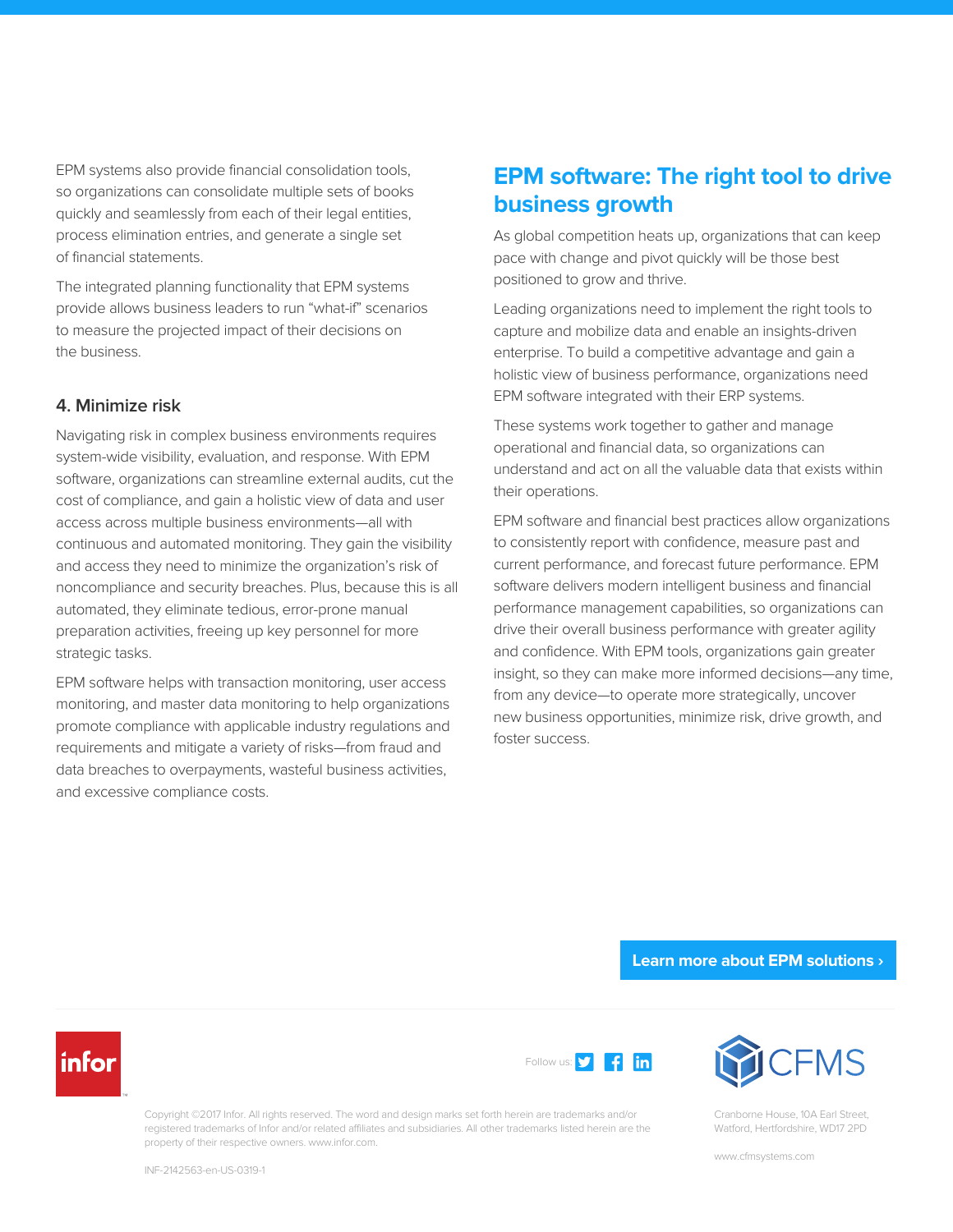EPM systems also provide financial consolidation tools, so organizations can consolidate multiple sets of books quickly and seamlessly from each of their legal entities, process elimination entries, and generate a single set of financial statements.

The integrated planning functionality that EPM systems provide allows business leaders to run "what-if" scenarios to measure the projected impact of their decisions on the business.

### 4. Minimize risk

Navigating risk in complex business environments requires system-wide visibility, evaluation, and response. With EPM software, organizations can streamline external audits, cut the cost of compliance, and gain a holistic view of data and user access across multiple business environments—all with continuous and automated monitoring. They gain the visibility and access they need to minimize the organization's risk of noncompliance and security breaches. Plus, because this is all automated, they eliminate tedious, error-prone manual preparation activities, freeing up key personnel for more strategic tasks.

EPM software helps with transaction monitoring, user access monitoring, and master data monitoring to help organizations promote compliance with applicable industry regulations and requirements and mitigate a variety of risks—from fraud and data breaches to overpayments, wasteful business activities, and excessive compliance costs.

## EPM software: The right tool to drive business growth

As global competition heats up, organizations that can keep pace with change and pivot quickly will be those best positioned to grow and thrive.

Leading organizations need to implement the right tools to capture and mobilize data and enable an insights-driven enterprise. To build a competitive advantage and gain a holistic view of business performance, organizations need EPM software integrated with their ERP systems.

These systems work together to gather and manage operational and financial data, so organizations can understand and act on all the valuable data that exists within their operations.

EPM software and financial best practices allow organizations to consistently report with confidence, measure past and current performance, and forecast future performance. EPM software delivers modern intelligent business and financial performance management capabilities, so organizations can drive their overall business performance with greater agility and confidence. With EPM tools, organizations gain greater insight, so they can make more informed decisions—any time, from any device—to operate more strategically, uncover new business opportunities, minimize risk, drive growth, and foster success.

**Learn more about EPM solutions ›**

Follow us:

Copyright ©2017 Infor. All rights reserved. The word and design marks set forth herein are trademarks and/or registered trademarks of Infor and/or related affiliates and subsidiaries. All other trademarks listed herein are the property of their respective owners. www.infor.com.

INF-2142563-en-US-0319-1

Cranborne House, 10A Earl Street, Watford, Hertfordshire, WD17 2PD

www.cfmsystems.com